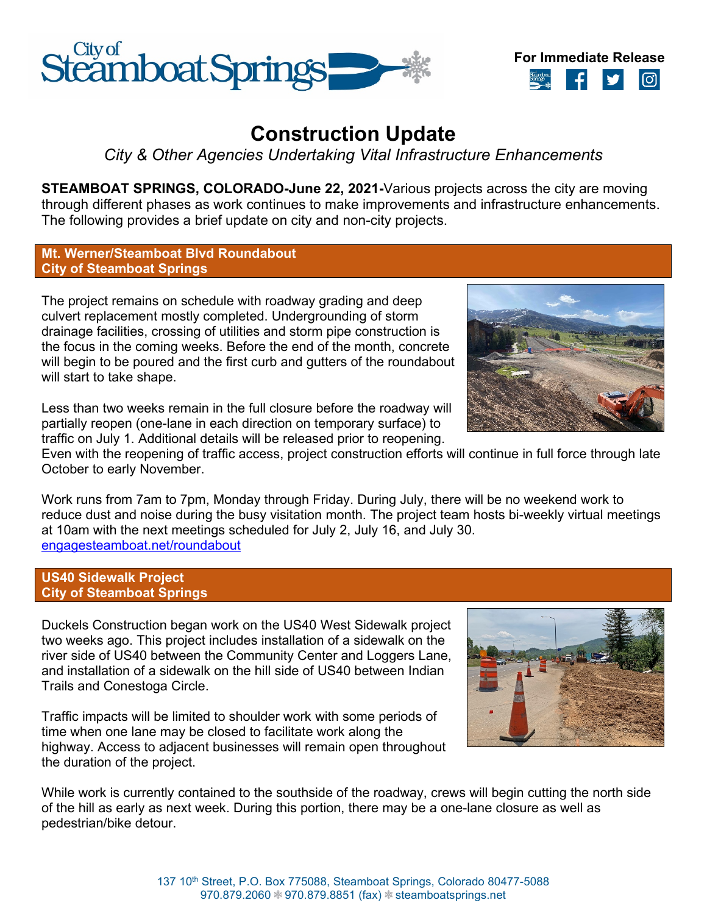**For Immediate Release**

# Construction Update

*City & Other Agencies Undertaking Vital Infrastructure Enhancements*

**STEAMBOAT SPRINGS, COLORADO-June 22, 2021-**Various projects across the city are moving through different phases as work continues to make improvements and infrastructure enhancements. The following provides a brief update on city and non-city projects.

## Mt. Werner/Steamboat Blvd Roundabout
**City of Steamboat Springs**

The project remains on schedule with roadway grading and deep culvert replacement mostly completed. Undergrounding of storm drainage facilities, crossing of utilities and storm pipe construction is the focus in the coming weeks. Before the end of the month, concrete will begin to be poured and the first curb and gutters of the roundabout will start to take shape.

Less than two weeks remain in the full closure before the roadway will partially reopen (one-lane in each direction on temporary surface) to traffic on July 1. Additional details will be released prior to reopening. Even with the reopening of traffic access, project construction efforts will continue in full force through late October to early November.

Work runs from 7am to 7pm, Monday through Friday. During July, there will be no weekend work to reduce dust and noise during the busy visitation month. The project team hosts bi-weekly virtual meetings at 10am with the next meetings scheduled for July 2, July 16, and July 30.
engagesteamboat.net/roundabout

## US40 Sidewalk Project
**City of Steamboat Springs**

Duckels Construction began work on the US40 West Sidewalk project two weeks ago. This project includes installation of a sidewalk on the river side of US40 between the Community Center and Loggers Lane, and installation of a sidewalk on the hill side of US40 between Indian Trails and Conestoga Circle.

Traffic impacts will be limited to shoulder work with some periods of time when one lane may be closed to facilitate work along the highway. Access to adjacent businesses will remain open throughout the duration of the project.

While work is currently contained to the southside of the roadway, crews will begin cutting the north side of the hill as early as next week. During this portion, there may be a one-lane closure as well as pedestrian/bike detour.

137 10th Street, P.O. Box 775088, Steamboat Springs, Colorado 80477-5088
970.879.2060 970.879.8851 (fax) steamboatsprings.net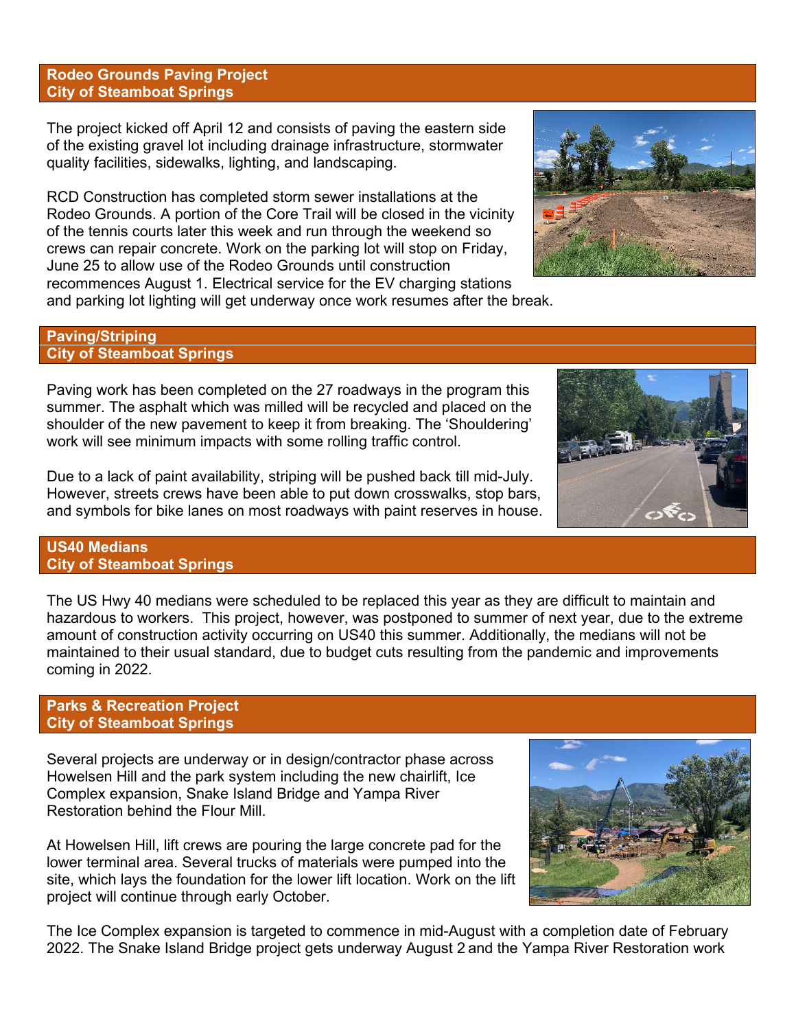## Rodeo Grounds Paving Project
## City of Steamboat Springs

The project kicked off April 12 and consists of paving the eastern side of the existing gravel lot including drainage infrastructure, stormwater quality facilities, sidewalks, lighting, and landscaping.

RCD Construction has completed storm sewer installations at the Rodeo Grounds. A portion of the Core Trail will be closed in the vicinity of the tennis courts later this week and run through the weekend so crews can repair concrete. Work on the parking lot will stop on Friday, June 25 to allow use of the Rodeo Grounds until construction recommences August 1. Electrical service for the EV charging stations and parking lot lighting will get underway once work resumes after the break.

## Paving/Striping
## City of Steamboat Springs

Paving work has been completed on the 27 roadways in the program this summer. The asphalt which was milled will be recycled and placed on the shoulder of the new pavement to keep it from breaking. The 'Shouldering' work will see minimum impacts with some rolling traffic control.

Due to a lack of paint availability, striping will be pushed back till mid-July. However, streets crews have been able to put down crosswalks, stop bars, and symbols for bike lanes on most roadways with paint reserves in house.

## US40 Medians
## City of Steamboat Springs

The US Hwy 40 medians were scheduled to be replaced this year as they are difficult to maintain and hazardous to workers. This project, however, was postponed to summer of next year, due to the extreme amount of construction activity occurring on US40 this summer. Additionally, the medians will not be maintained to their usual standard, due to budget cuts resulting from the pandemic and improvements coming in 2022.

## Parks & Recreation Project
## City of Steamboat Springs

Several projects are underway or in design/contractor phase across Howelsen Hill and the park system including the new chairlift, Ice Complex expansion, Snake Island Bridge and Yampa River Restoration behind the Flour Mill.

At Howelsen Hill, lift crews are pouring the large concrete pad for the lower terminal area. Several trucks of materials were pumped into the site, which lays the foundation for the lower lift location. Work on the lift project will continue through early October.

The Ice Complex expansion is targeted to commence in mid-August with a completion date of February 2022. The Snake Island Bridge project gets underway August 2 and the Yampa River Restoration work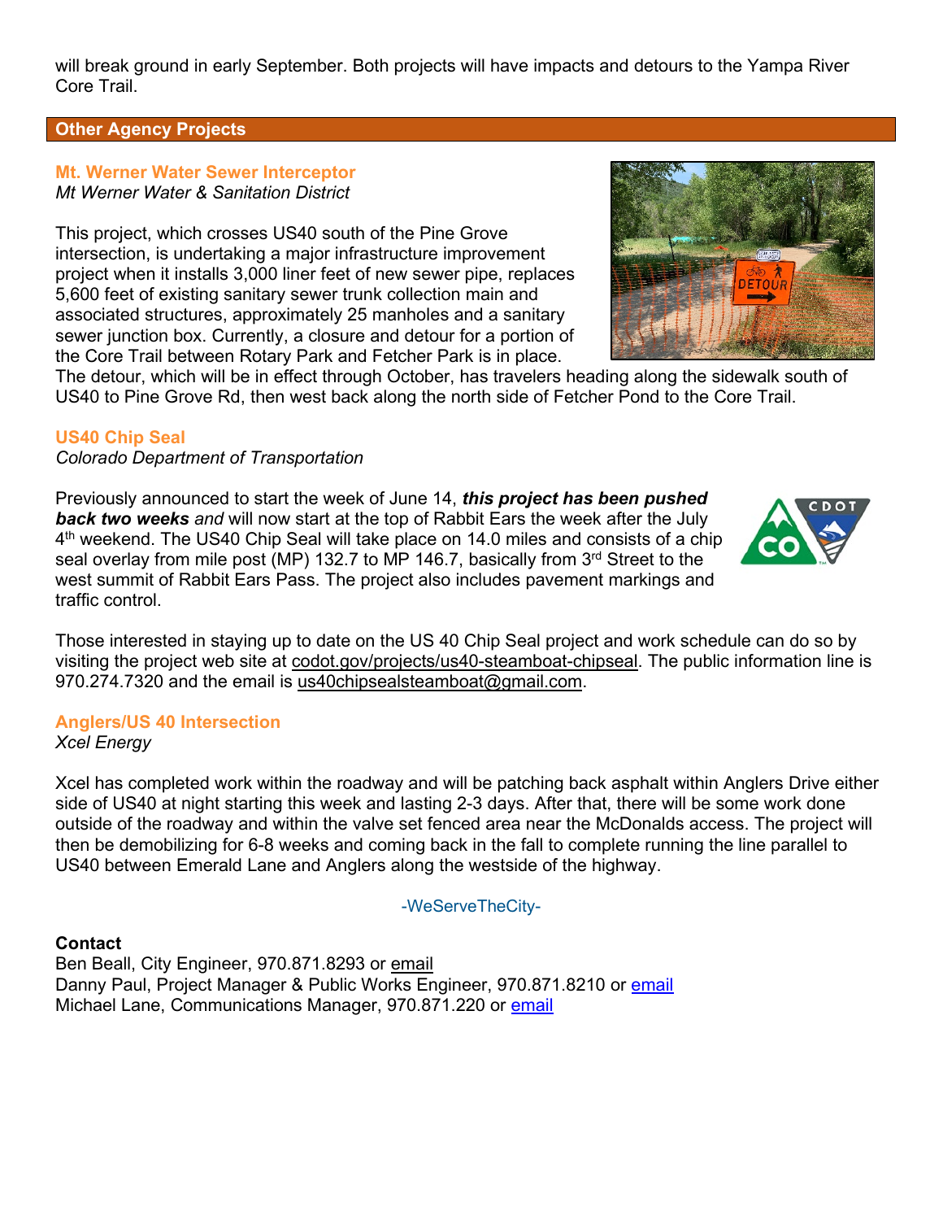will break ground in early September. Both projects will have impacts and detours to the Yampa River Core Trail.

## Other Agency Projects

### Mt. Werner Water Sewer Interceptor

*Mt Werner Water & Sanitation District*

This project, which crosses US40 south of the Pine Grove intersection, is undertaking a major infrastructure improvement project when it installs 3,000 liner feet of new sewer pipe, replaces 5,600 feet of existing sanitary sewer trunk collection main and associated structures, approximately 25 manholes and a sanitary sewer junction box. Currently, a closure and detour for a portion of the Core Trail between Rotary Park and Fetcher Park is in place. The detour, which will be in effect through October, has travelers heading along the sidewalk south of US40 to Pine Grove Rd, then west back along the north side of Fetcher Pond to the Core Trail.

### US40 Chip Seal

*Colorado Department of Transportation*

Previously announced to start the week of June 14, ***this project has been pushed back two weeks*** *and* will now start at the top of Rabbit Ears the week after the July 4th weekend. The US40 Chip Seal will take place on 14.0 miles and consists of a chip seal overlay from mile post (MP) 132.7 to MP 146.7, basically from 3rd Street to the west summit of Rabbit Ears Pass. The project also includes pavement markings and traffic control.

Those interested in staying up to date on the US 40 Chip Seal project and work schedule can do so by visiting the project web site at codot.gov/projects/us40-steamboat-chipseal. The public information line is 970.274.7320 and the email is us40chipsealsteamboat@gmail.com.

### Anglers/US 40 Intersection

*Xcel Energy*

Xcel has completed work within the roadway and will be patching back asphalt within Anglers Drive either side of US40 at night starting this week and lasting 2-3 days. After that, there will be some work done outside of the roadway and within the valve set fenced area near the McDonalds access. The project will then be demobilizing for 6-8 weeks and coming back in the fall to complete running the line parallel to US40 between Emerald Lane and Anglers along the westside of the highway.

-WeServeTheCity-

**Contact**

Ben Beall, City Engineer, 970.871.8293 or email
Danny Paul, Project Manager & Public Works Engineer, 970.871.8210 or email
Michael Lane, Communications Manager, 970.871.220 or email